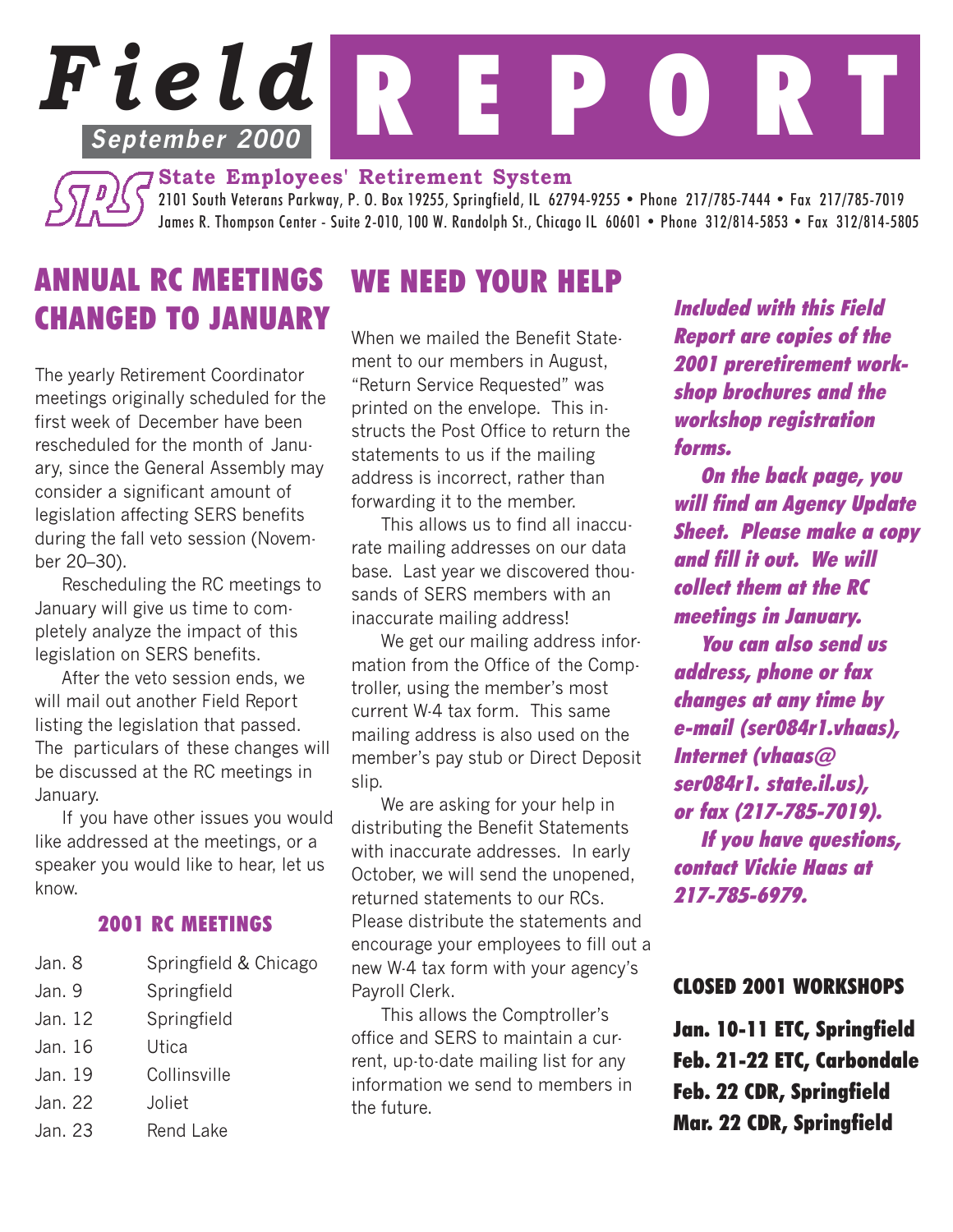# Field REPORT

**September 2000**

**State Employees' Retirement System**

2101 South Veterans Parkway, P. O. Box 19255, Springfield, IL 62794-9255 • Phone 217/785-7444 • Fax 217/785-7019
James R. Thompson Center - Suite 2-010, 100 W. Randolph St., Chicago IL 60601 • Phone 312/814-5853 • Fax 312/814-5805

## ANNUAL RC MEETINGS CHANGED TO JANUARY

The yearly Retirement Coordinator meetings originally scheduled for the first week of December have been rescheduled for the month of January, since the General Assembly may consider a significant amount of legislation affecting SERS benefits during the fall veto session (November 20–30).

Rescheduling the RC meetings to January will give us time to completely analyze the impact of this legislation on SERS benefits.

After the veto session ends, we will mail out another Field Report listing the legislation that passed. The particulars of these changes will be discussed at the RC meetings in January.

If you have other issues you would like addressed at the meetings, or a speaker you would like to hear, let us know.

### 2001 RC MEETINGS

| | |
|---|---|
| Jan. 8 | Springfield & Chicago |
| Jan. 9 | Springfield |
| Jan. 12 | Springfield |
| Jan. 16 | Utica |
| Jan. 19 | Collinsville |
| Jan. 22 | Joliet |
| Jan. 23 | Rend Lake |

## WE NEED YOUR HELP

When we mailed the Benefit Statement to our members in August, "Return Service Requested" was printed on the envelope. This instructs the Post Office to return the statements to us if the mailing address is incorrect, rather than forwarding it to the member.

This allows us to find all inaccurate mailing addresses on our data base. Last year we discovered thousands of SERS members with an inaccurate mailing address!

We get our mailing address information from the Office of the Comptroller, using the member's most current W-4 tax form. This same mailing address is also used on the member's pay stub or Direct Deposit slip.

We are asking for your help in distributing the Benefit Statements with inaccurate addresses. In early October, we will send the unopened, returned statements to our RCs. Please distribute the statements and encourage your employees to fill out a new W-4 tax form with your agency's Payroll Clerk.

This allows the Comptroller's office and SERS to maintain a current, up-to-date mailing list for any information we send to members in the future.

***Included with this Field Report are copies of the 2001 preretirement workshop brochures and the workshop registration forms.***

***On the back page, you will find an Agency Update Sheet. Please make a copy and fill it out. We will collect them at the RC meetings in January.***

***You can also send us address, phone or fax changes at any time by e-mail (ser084r1.vhaas), Internet (vhaas@ ser084r1. state.il.us), or fax (217-785-7019).***

***If you have questions, contact Vickie Haas at 217-785-6979.***

### CLOSED 2001 WORKSHOPS

**Jan. 10-11 ETC, Springfield**
**Feb. 21-22 ETC, Carbondale**
**Feb. 22 CDR, Springfield**
**Mar. 22 CDR, Springfield**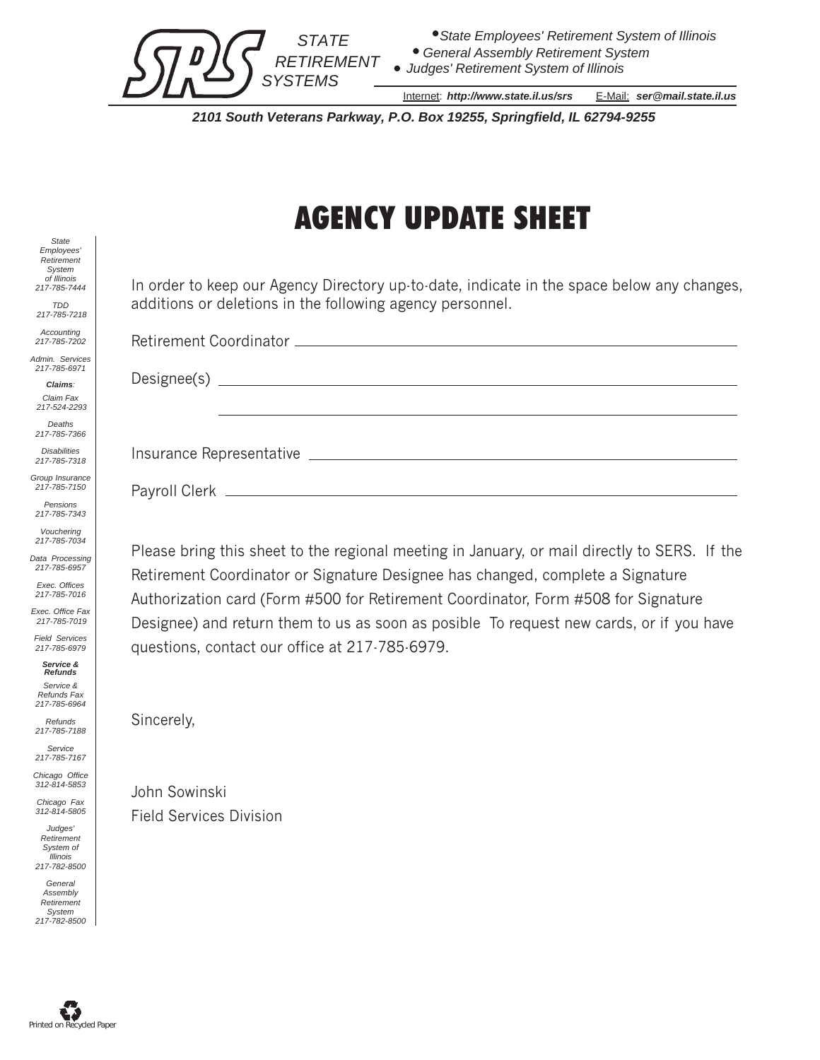SRS STATE RETIREMENT SYSTEMS

- *State Employees' Retirement System of Illinois*
- *General Assembly Retirement System*
- *Judges' Retirement System of Illinois*

Internet: ***http://www.state.il.us/srs*** E-Mail: ***ser@mail.state.il.us***

***2101 South Veterans Parkway, P.O. Box 19255, Springfield, IL 62794-9255***

*State Employees' Retirement System of Illinois 217-785-7444*

*TDD 217-785-7218*

*Accounting 217-785-7202*

*Admin. Services 217-785-6971*

***Claims**:*

*Claim Fax 217-524-2293*

*Deaths 217-785-7366*

*Disabilities 217-785-7318*

*Group Insurance 217-785-7150*

*Pensions 217-785-7343*

*Vouchering 217-785-7034*

*Data Processing 217-785-6957*

*Exec. Offices 217-785-7016*

*Exec. Office Fax 217-785-7019*

*Field Services 217-785-6979*

***Service & Refunds***

*Service & Refunds Fax 217-785-6964*

*Refunds 217-785-7188*

*Service 217-785-7167*

*Chicago Office 312-814-5853*

*Chicago Fax 312-814-5805*

*Judges' Retirement System of Illinois 217-782-8500*

*General Assembly Retirement System 217-782-8500*

# AGENCY UPDATE SHEET

In order to keep our Agency Directory up-to-date, indicate in the space below any changes, additions or deletions in the following agency personnel.

Retirement Coordinator ______________________________________________

Designee(s) ______________________________________________

______________________________________________

Insurance Representative ______________________________________________

Payroll Clerk ______________________________________________

Please bring this sheet to the regional meeting in January, or mail directly to SERS. If the Retirement Coordinator or Signature Designee has changed, complete a Signature Authorization card (Form #500 for Retirement Coordinator, Form #508 for Signature Designee) and return them to us as soon as posible To request new cards, or if you have questions, contact our office at 217-785-6979.

Sincerely,

John Sowinski
Field Services Division

Printed on Recycled Paper